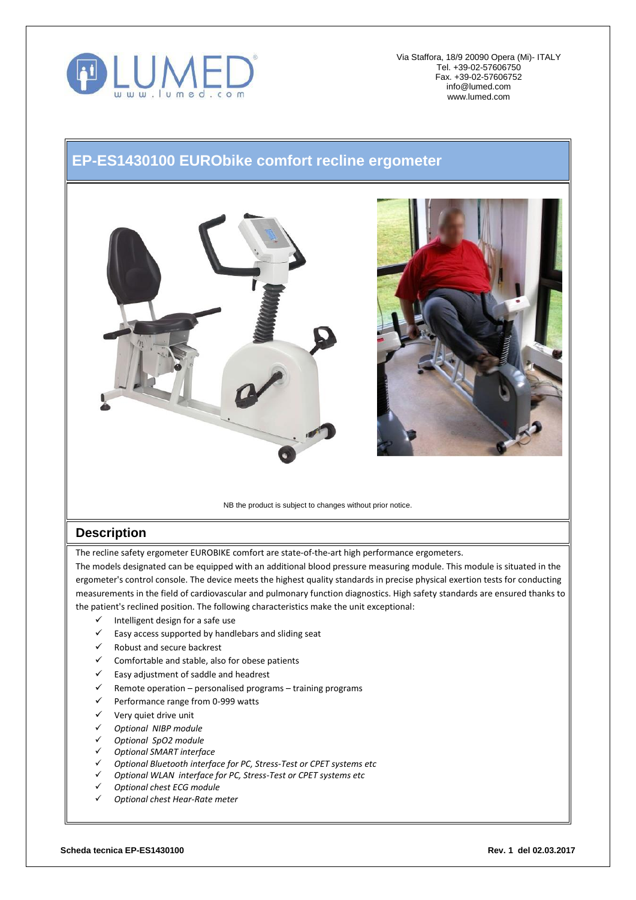Via Staffora, 18/9 20090 Opera (Mi)- ITALY
Tel. +39-02-57606750
Fax. +39-02-57606752
info@lumed.com
www.lumed.com

# EP-ES1430100 EURObike comfort recline ergometer

NB the product is subject to changes without prior notice.

## Description

The recline safety ergometer EUROBIKE comfort are state-of-the-art high performance ergometers.
The models designated can be equipped with an additional blood pressure measuring module. This module is situated in the ergometer's control console. The device meets the highest quality standards in precise physical exertion tests for conducting measurements in the field of cardiovascular and pulmonary function diagnostics. High safety standards are ensured thanks to the patient's reclined position. The following characteristics make the unit exceptional:

- ✓ Intelligent design for a safe use
- ✓ Easy access supported by handlebars and sliding seat
- ✓ Robust and secure backrest
- ✓ Comfortable and stable, also for obese patients
- ✓ Easy adjustment of saddle and headrest
- ✓ Remote operation – personalised programs – training programs
- ✓ Performance range from 0-999 watts
- ✓ Very quiet drive unit
- ✓ *Optional NIBP module*
- ✓ *Optional SpO2 module*
- ✓ *Optional SMART interface*
- ✓ *Optional Bluetooth interface for PC, Stress-Test or CPET systems etc*
- ✓ *Optional WLAN interface for PC, Stress-Test or CPET systems etc*
- ✓ *Optional chest ECG module*
- ✓ *Optional chest Hear-Rate meter*

**Scheda tecnica EP-ES1430100** **Rev. 1 del 02.03.2017**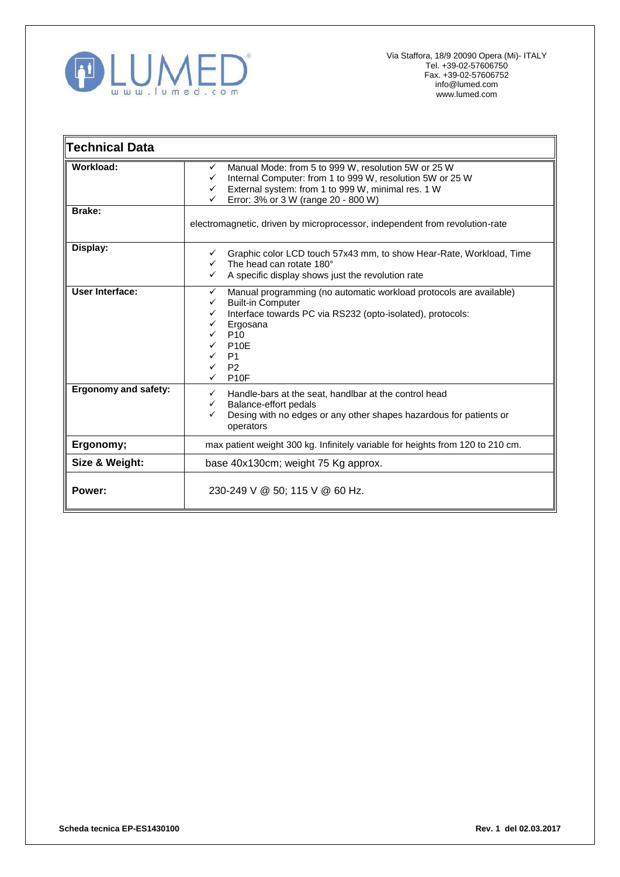Via Staffora, 18/9 20090 Opera (Mi)- ITALY
Tel. +39-02-57606750
Fax. +39-02-57606752
info@lumed.com
www.lumed.com

## Technical Data

| | |
|---|---|
| **Workload:** | ✓ Manual Mode: from 5 to 999 W, resolution 5W or 25 W<br>✓ Internal Computer: from 1 to 999 W, resolution 5W or 25 W<br>✓ External system: from 1 to 999 W, minimal res. 1 W<br>✓ Error: 3% or 3 W (range 20 - 800 W) |
| **Brake:** | electromagnetic, driven by microprocessor, independent from revolution-rate |
| **Display:** | ✓ Graphic color LCD touch 57x43 mm, to show Hear-Rate, Workload, Time<br>✓ The head can rotate 180°<br>✓ A specific display shows just the revolution rate |
| **User Interface:** | ✓ Manual programming (no automatic workload protocols are available)<br>✓ Built-in Computer<br>✓ Interface towards PC via RS232 (opto-isolated), protocols:<br>✓ Ergosana<br>✓ P10<br>✓ P10E<br>✓ P1<br>✓ P2<br>✓ P10F |
| **Ergonomy and safety:** | ✓ Handle-bars at the seat, handlbar at the control head<br>✓ Balance-effort pedals<br>✓ Desing with no edges or any other shapes hazardous for patients or operators |
| **Ergonomy;** | max patient weight 300 kg. Infinitely variable for heights from 120 to 210 cm. |
| **Size & Weight:** | base 40x130cm; weight 75 Kg approx. |
| **Power:** | 230-249 V @ 50; 115 V @ 60 Hz. |

**Scheda tecnica EP-ES1430100** **Rev. 1 del 02.03.2017**